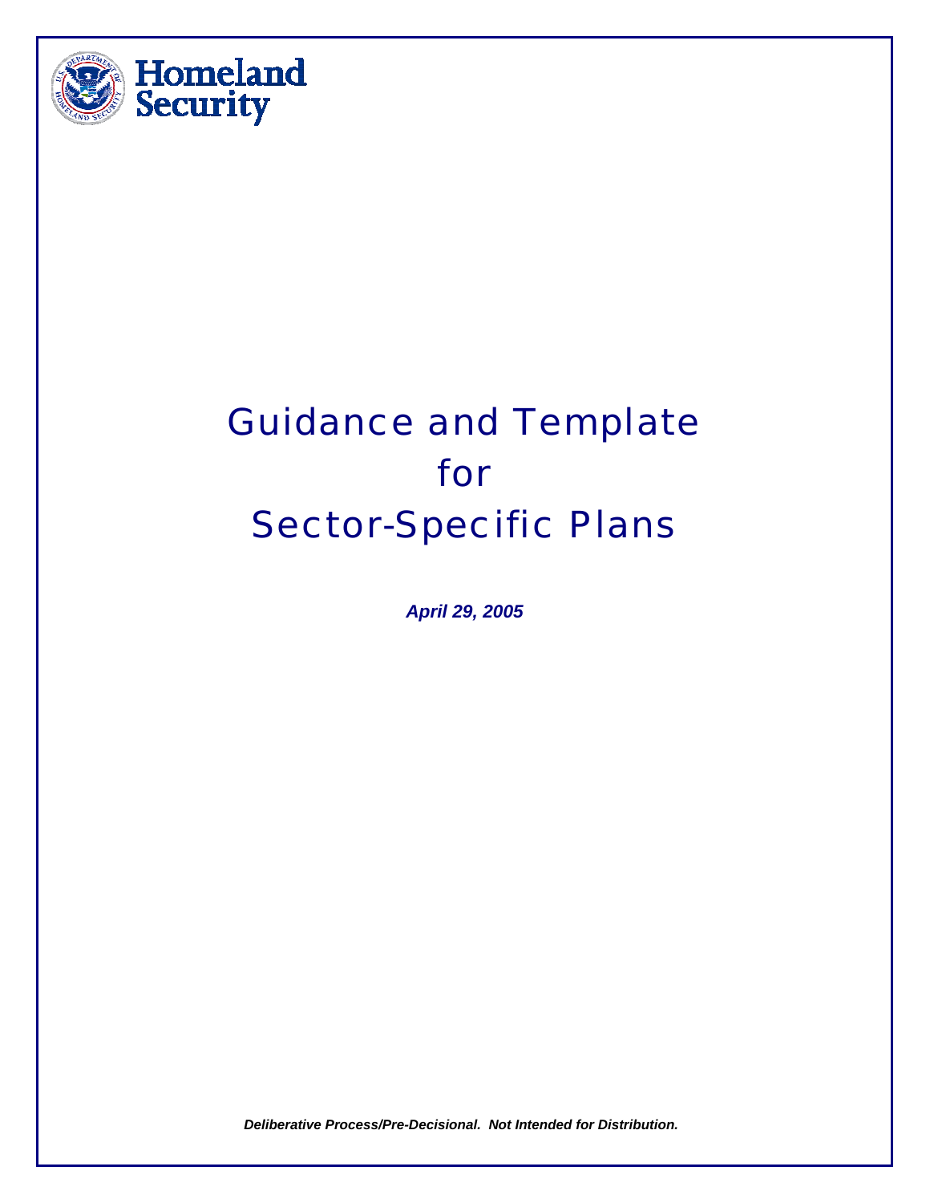Homeland Security

# Guidance and Template for Sector-Specific Plans

***April 29, 2005***

***Deliberative Process/Pre-Decisional. Not Intended for Distribution.***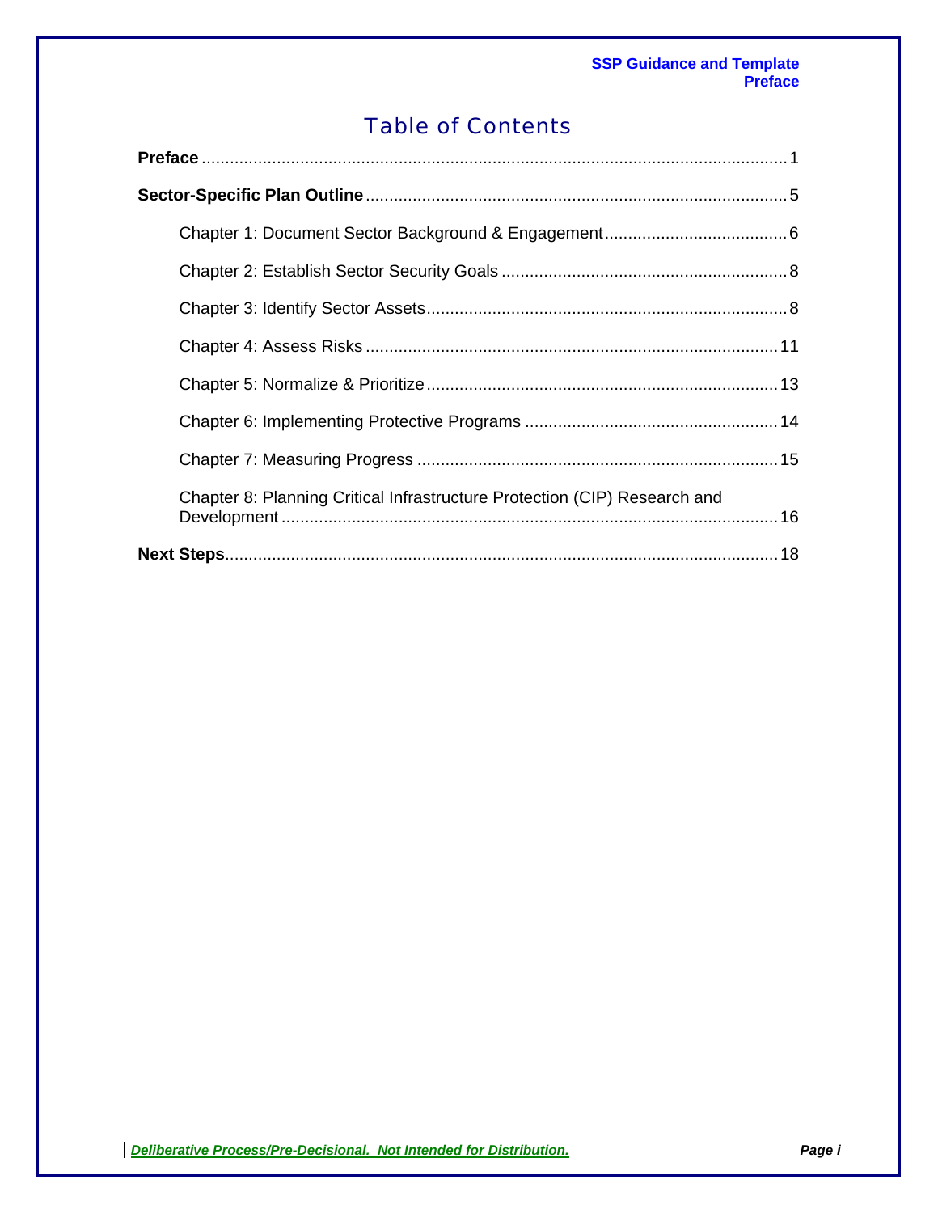# Table of Contents

**Preface** .......... 1

**Sector-Specific Plan Outline** .......... 5

- Chapter 1: Document Sector Background & Engagement .......... 6
- Chapter 2: Establish Sector Security Goals .......... 8
- Chapter 3: Identify Sector Assets .......... 8
- Chapter 4: Assess Risks .......... 11
- Chapter 5: Normalize & Prioritize .......... 13
- Chapter 6: Implementing Protective Programs .......... 14
- Chapter 7: Measuring Progress .......... 15
- Chapter 8: Planning Critical Infrastructure Protection (CIP) Research and Development .......... 16

**Next Steps** .......... 18

***Deliberative Process/Pre-Decisional. Not Intended for Distribution.***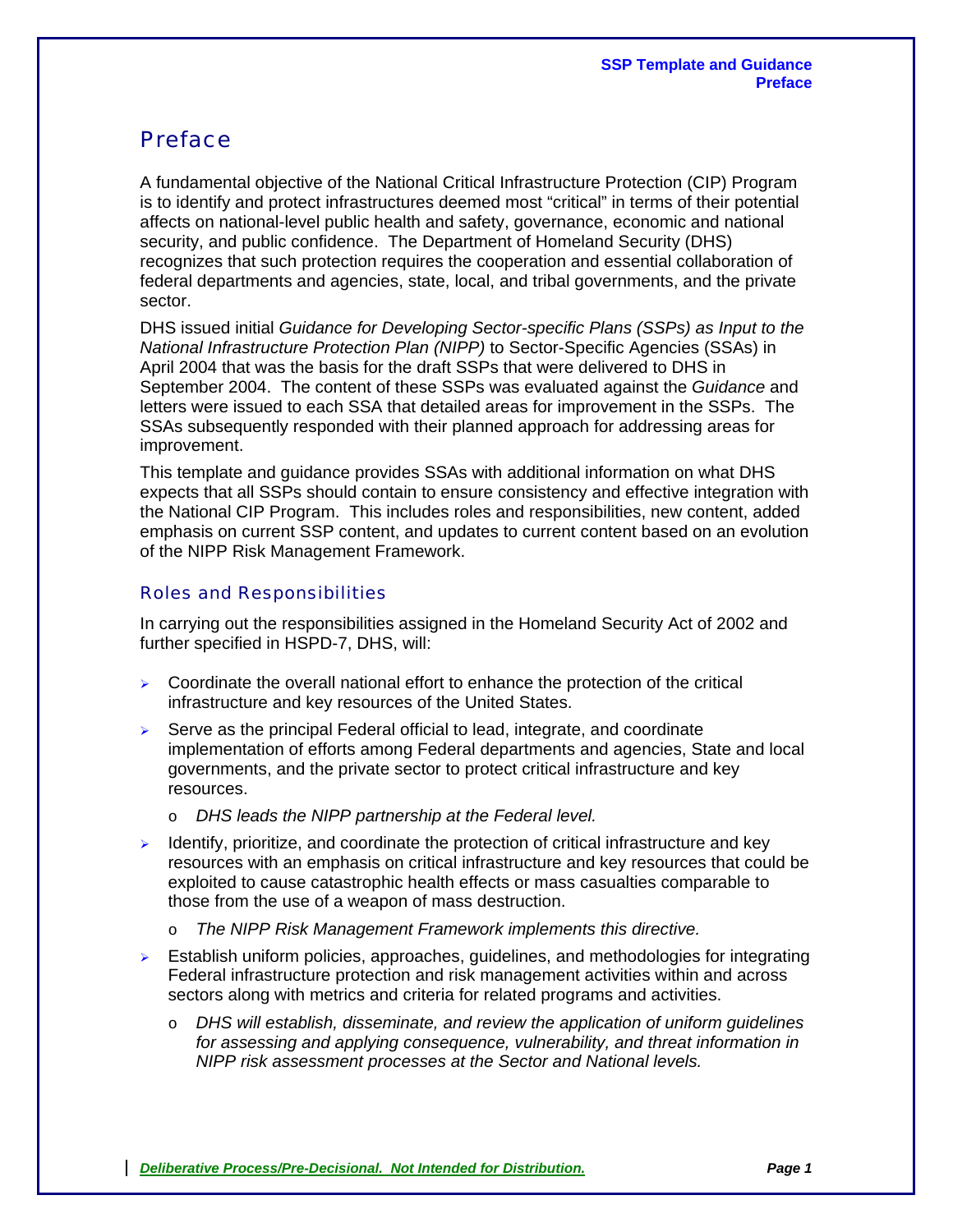# Preface

A fundamental objective of the National Critical Infrastructure Protection (CIP) Program is to identify and protect infrastructures deemed most "critical" in terms of their potential affects on national-level public health and safety, governance, economic and national security, and public confidence. The Department of Homeland Security (DHS) recognizes that such protection requires the cooperation and essential collaboration of federal departments and agencies, state, local, and tribal governments, and the private sector.

DHS issued initial *Guidance for Developing Sector-specific Plans (SSPs) as Input to the National Infrastructure Protection Plan (NIPP)* to Sector-Specific Agencies (SSAs) in April 2004 that was the basis for the draft SSPs that were delivered to DHS in September 2004. The content of these SSPs was evaluated against the *Guidance* and letters were issued to each SSA that detailed areas for improvement in the SSPs. The SSAs subsequently responded with their planned approach for addressing areas for improvement.

This template and guidance provides SSAs with additional information on what DHS expects that all SSPs should contain to ensure consistency and effective integration with the National CIP Program. This includes roles and responsibilities, new content, added emphasis on current SSP content, and updates to current content based on an evolution of the NIPP Risk Management Framework.

## Roles and Responsibilities

In carrying out the responsibilities assigned in the Homeland Security Act of 2002 and further specified in HSPD-7, DHS, will:

- Coordinate the overall national effort to enhance the protection of the critical infrastructure and key resources of the United States.
- Serve as the principal Federal official to lead, integrate, and coordinate implementation of efforts among Federal departments and agencies, State and local governments, and the private sector to protect critical infrastructure and key resources.
  - *DHS leads the NIPP partnership at the Federal level.*
- Identify, prioritize, and coordinate the protection of critical infrastructure and key resources with an emphasis on critical infrastructure and key resources that could be exploited to cause catastrophic health effects or mass casualties comparable to those from the use of a weapon of mass destruction.
  - *The NIPP Risk Management Framework implements this directive.*
- Establish uniform policies, approaches, guidelines, and methodologies for integrating Federal infrastructure protection and risk management activities within and across sectors along with metrics and criteria for related programs and activities.
  - *DHS will establish, disseminate, and review the application of uniform guidelines for assessing and applying consequence, vulnerability, and threat information in NIPP risk assessment processes at the Sector and National levels.*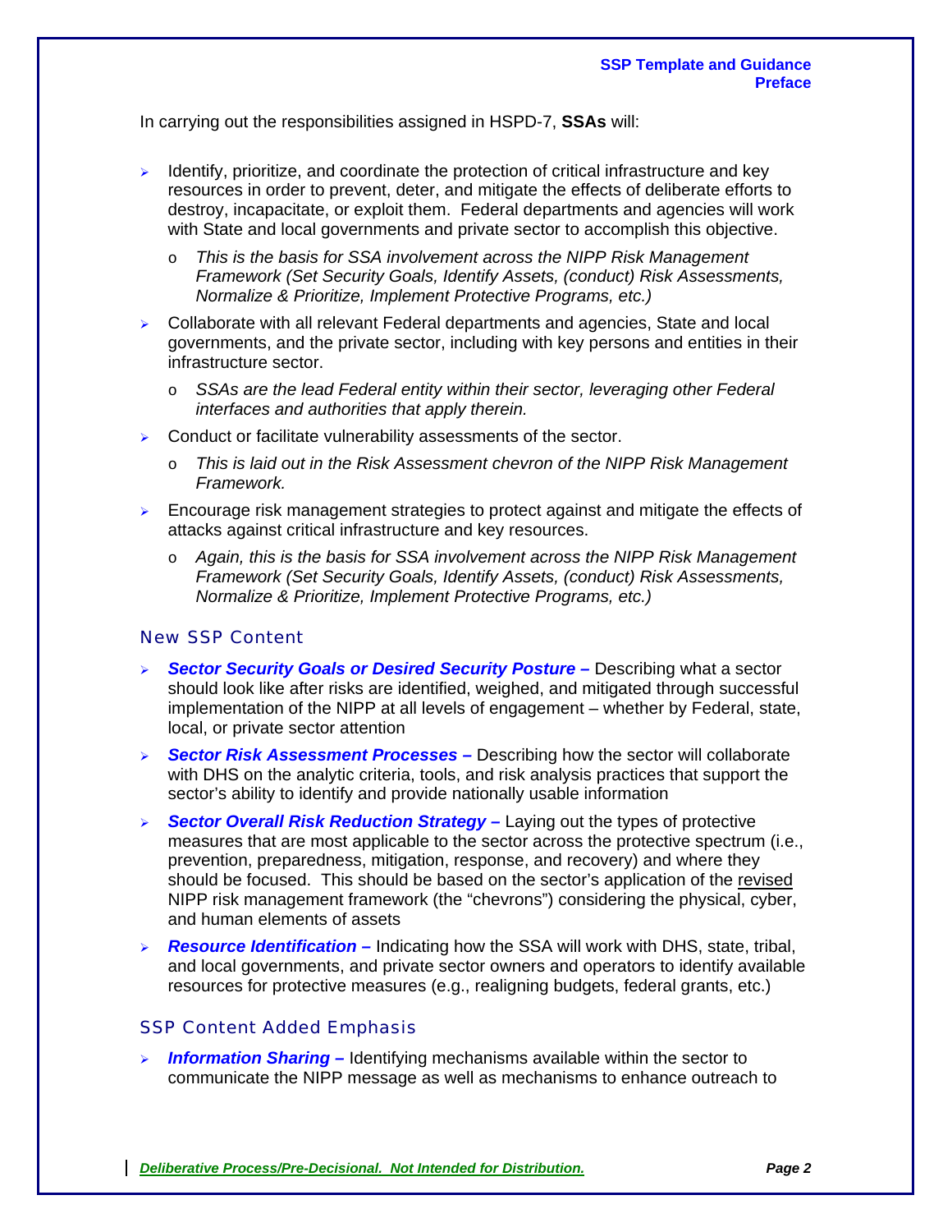In carrying out the responsibilities assigned in HSPD-7, **SSAs** will:

- Identify, prioritize, and coordinate the protection of critical infrastructure and key resources in order to prevent, deter, and mitigate the effects of deliberate efforts to destroy, incapacitate, or exploit them. Federal departments and agencies will work with State and local governments and private sector to accomplish this objective.
  - *This is the basis for SSA involvement across the NIPP Risk Management Framework (Set Security Goals, Identify Assets, (conduct) Risk Assessments, Normalize & Prioritize, Implement Protective Programs, etc.)*
- Collaborate with all relevant Federal departments and agencies, State and local governments, and the private sector, including with key persons and entities in their infrastructure sector.
  - *SSAs are the lead Federal entity within their sector, leveraging other Federal interfaces and authorities that apply therein.*
- Conduct or facilitate vulnerability assessments of the sector.
  - *This is laid out in the Risk Assessment chevron of the NIPP Risk Management Framework.*
- Encourage risk management strategies to protect against and mitigate the effects of attacks against critical infrastructure and key resources.
  - *Again, this is the basis for SSA involvement across the NIPP Risk Management Framework (Set Security Goals, Identify Assets, (conduct) Risk Assessments, Normalize & Prioritize, Implement Protective Programs, etc.)*

## New SSP Content

- ***Sector Security Goals or Desired Security Posture –*** Describing what a sector should look like after risks are identified, weighed, and mitigated through successful implementation of the NIPP at all levels of engagement – whether by Federal, state, local, or private sector attention
- ***Sector Risk Assessment Processes –*** Describing how the sector will collaborate with DHS on the analytic criteria, tools, and risk analysis practices that support the sector's ability to identify and provide nationally usable information
- ***Sector Overall Risk Reduction Strategy –*** Laying out the types of protective measures that are most applicable to the sector across the protective spectrum (i.e., prevention, preparedness, mitigation, response, and recovery) and where they should be focused. This should be based on the sector's application of the revised NIPP risk management framework (the "chevrons") considering the physical, cyber, and human elements of assets
- ***Resource Identification –*** Indicating how the SSA will work with DHS, state, tribal, and local governments, and private sector owners and operators to identify available resources for protective measures (e.g., realigning budgets, federal grants, etc.)

## SSP Content Added Emphasis

- ***Information Sharing –*** Identifying mechanisms available within the sector to communicate the NIPP message as well as mechanisms to enhance outreach to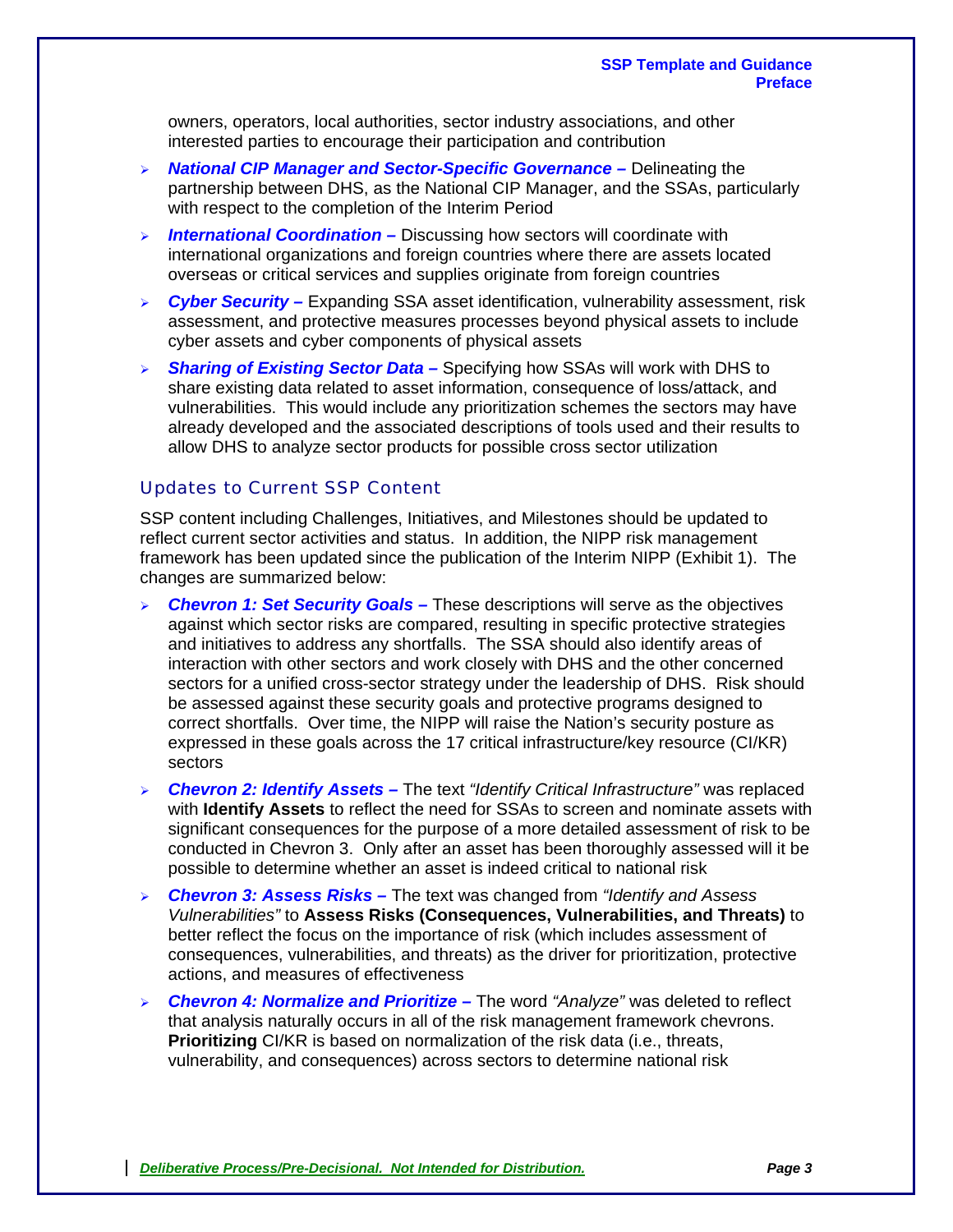owners, operators, local authorities, sector industry associations, and other interested parties to encourage their participation and contribution

- ***National CIP Manager and Sector-Specific Governance –*** Delineating the partnership between DHS, as the National CIP Manager, and the SSAs, particularly with respect to the completion of the Interim Period
- ***International Coordination –*** Discussing how sectors will coordinate with international organizations and foreign countries where there are assets located overseas or critical services and supplies originate from foreign countries
- ***Cyber Security –*** Expanding SSA asset identification, vulnerability assessment, risk assessment, and protective measures processes beyond physical assets to include cyber assets and cyber components of physical assets
- ***Sharing of Existing Sector Data –*** Specifying how SSAs will work with DHS to share existing data related to asset information, consequence of loss/attack, and vulnerabilities. This would include any prioritization schemes the sectors may have already developed and the associated descriptions of tools used and their results to allow DHS to analyze sector products for possible cross sector utilization

## Updates to Current SSP Content

SSP content including Challenges, Initiatives, and Milestones should be updated to reflect current sector activities and status. In addition, the NIPP risk management framework has been updated since the publication of the Interim NIPP (Exhibit 1). The changes are summarized below:

- ***Chevron 1: Set Security Goals –*** These descriptions will serve as the objectives against which sector risks are compared, resulting in specific protective strategies and initiatives to address any shortfalls. The SSA should also identify areas of interaction with other sectors and work closely with DHS and the other concerned sectors for a unified cross-sector strategy under the leadership of DHS. Risk should be assessed against these security goals and protective programs designed to correct shortfalls. Over time, the NIPP will raise the Nation's security posture as expressed in these goals across the 17 critical infrastructure/key resource (CI/KR) sectors
- ***Chevron 2: Identify Assets –*** The text *"Identify Critical Infrastructure"* was replaced with **Identify Assets** to reflect the need for SSAs to screen and nominate assets with significant consequences for the purpose of a more detailed assessment of risk to be conducted in Chevron 3. Only after an asset has been thoroughly assessed will it be possible to determine whether an asset is indeed critical to national risk
- ***Chevron 3: Assess Risks –*** The text was changed from *"Identify and Assess Vulnerabilities"* to **Assess Risks (Consequences, Vulnerabilities, and Threats)** to better reflect the focus on the importance of risk (which includes assessment of consequences, vulnerabilities, and threats) as the driver for prioritization, protective actions, and measures of effectiveness
- ***Chevron 4: Normalize and Prioritize –*** The word *"Analyze"* was deleted to reflect that analysis naturally occurs in all of the risk management framework chevrons. **Prioritizing** CI/KR is based on normalization of the risk data (i.e., threats, vulnerability, and consequences) across sectors to determine national risk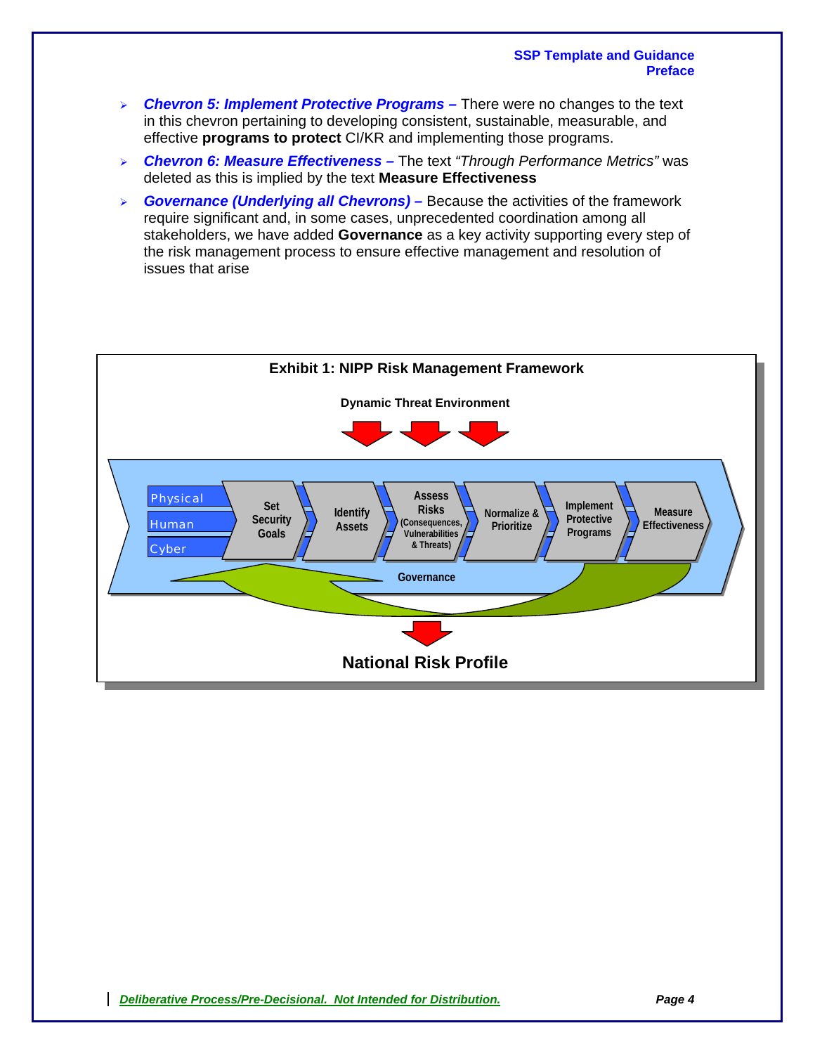- ***Chevron 5: Implement Protective Programs –*** There were no changes to the text in this chevron pertaining to developing consistent, sustainable, measurable, and effective **programs to protect** CI/KR and implementing those programs.
- ***Chevron 6: Measure Effectiveness –*** The text *"Through Performance Metrics"* was deleted as this is implied by the text **Measure Effectiveness**
- ***Governance (Underlying all Chevrons) –*** Because the activities of the framework require significant and, in some cases, unprecedented coordination among all stakeholders, we have added **Governance** as a key activity supporting every step of the risk management process to ensure effective management and resolution of issues that arise

**Exhibit 1: NIPP Risk Management Framework**

**Dynamic Threat Environment**

Physical
Human
Cyber

Set Security Goals → Identify Assets → Assess Risks (Consequences, Vulnerabilities & Threats) → Normalize & Prioritize → Implement Protective Programs → Measure Effectiveness

Governance

**National Risk Profile**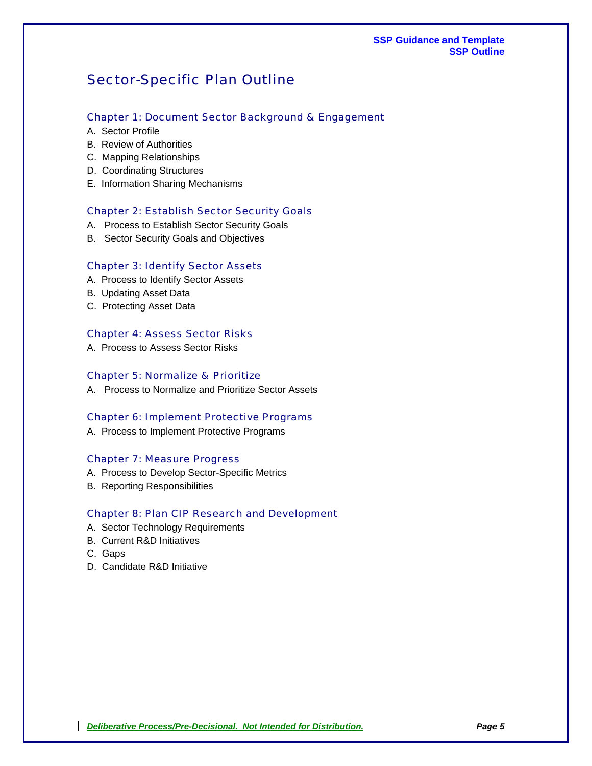# Sector-Specific Plan Outline

## Chapter 1: Document Sector Background & Engagement

A. Sector Profile

B. Review of Authorities

C. Mapping Relationships

D. Coordinating Structures

E. Information Sharing Mechanisms

## Chapter 2: Establish Sector Security Goals

A. Process to Establish Sector Security Goals

B. Sector Security Goals and Objectives

## Chapter 3: Identify Sector Assets

A. Process to Identify Sector Assets

B. Updating Asset Data

C. Protecting Asset Data

## Chapter 4: Assess Sector Risks

A. Process to Assess Sector Risks

## Chapter 5: Normalize & Prioritize

A. Process to Normalize and Prioritize Sector Assets

## Chapter 6: Implement Protective Programs

A. Process to Implement Protective Programs

## Chapter 7: Measure Progress

A. Process to Develop Sector-Specific Metrics

B. Reporting Responsibilities

## Chapter 8: Plan CIP Research and Development

A. Sector Technology Requirements

B. Current R&D Initiatives

C. Gaps

D. Candidate R&D Initiative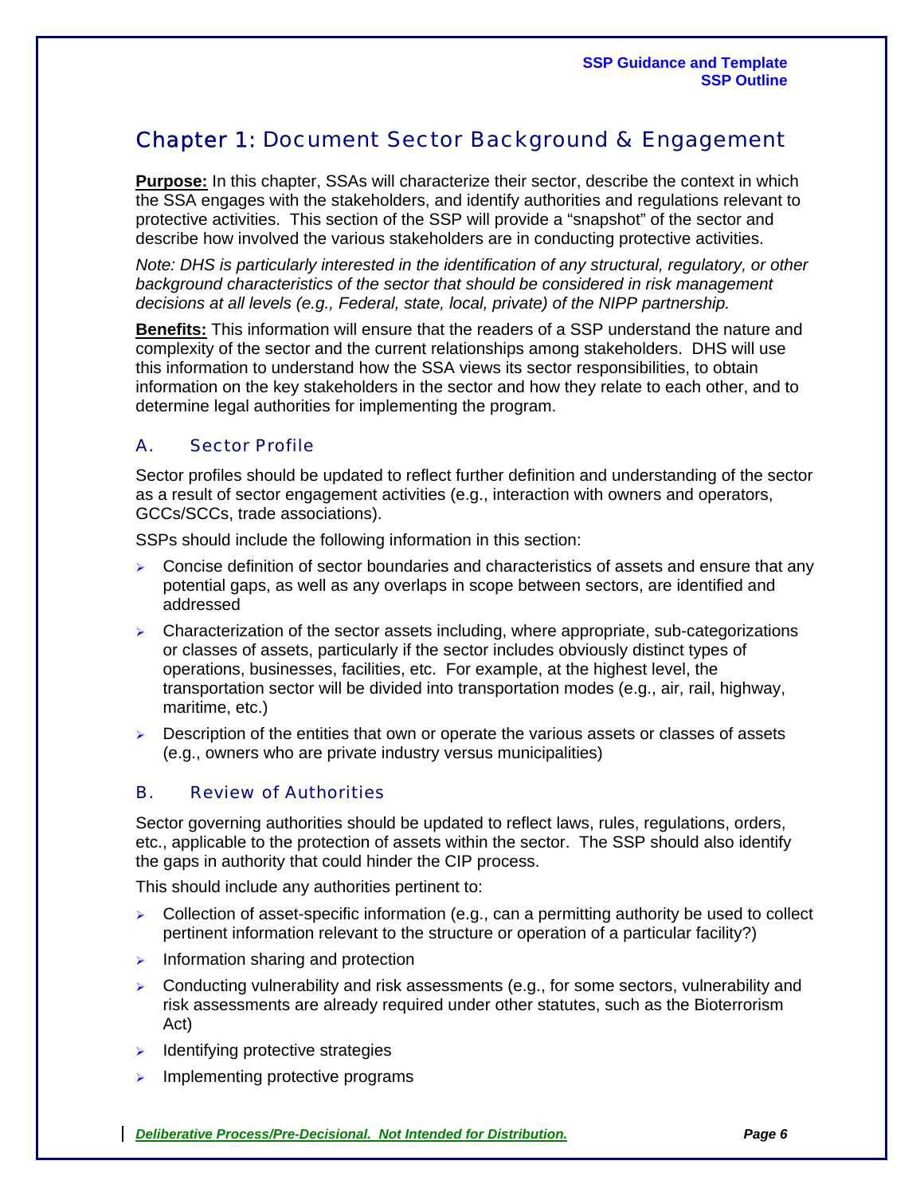# Chapter 1: Document Sector Background & Engagement

**Purpose:** In this chapter, SSAs will characterize their sector, describe the context in which the SSA engages with the stakeholders, and identify authorities and regulations relevant to protective activities. This section of the SSP will provide a "snapshot" of the sector and describe how involved the various stakeholders are in conducting protective activities.

*Note: DHS is particularly interested in the identification of any structural, regulatory, or other background characteristics of the sector that should be considered in risk management decisions at all levels (e.g., Federal, state, local, private) of the NIPP partnership.*

**Benefits:** This information will ensure that the readers of a SSP understand the nature and complexity of the sector and the current relationships among stakeholders. DHS will use this information to understand how the SSA views its sector responsibilities, to obtain information on the key stakeholders in the sector and how they relate to each other, and to determine legal authorities for implementing the program.

## A. Sector Profile

Sector profiles should be updated to reflect further definition and understanding of the sector as a result of sector engagement activities (e.g., interaction with owners and operators, GCCs/SCCs, trade associations).

SSPs should include the following information in this section:

- Concise definition of sector boundaries and characteristics of assets and ensure that any potential gaps, as well as any overlaps in scope between sectors, are identified and addressed
- Characterization of the sector assets including, where appropriate, sub-categorizations or classes of assets, particularly if the sector includes obviously distinct types of operations, businesses, facilities, etc. For example, at the highest level, the transportation sector will be divided into transportation modes (e.g., air, rail, highway, maritime, etc.)
- Description of the entities that own or operate the various assets or classes of assets (e.g., owners who are private industry versus municipalities)

## B. Review of Authorities

Sector governing authorities should be updated to reflect laws, rules, regulations, orders, etc., applicable to the protection of assets within the sector. The SSP should also identify the gaps in authority that could hinder the CIP process.

This should include any authorities pertinent to:

- Collection of asset-specific information (e.g., can a permitting authority be used to collect pertinent information relevant to the structure or operation of a particular facility?)
- Information sharing and protection
- Conducting vulnerability and risk assessments (e.g., for some sectors, vulnerability and risk assessments are already required under other statutes, such as the Bioterrorism Act)
- Identifying protective strategies
- Implementing protective programs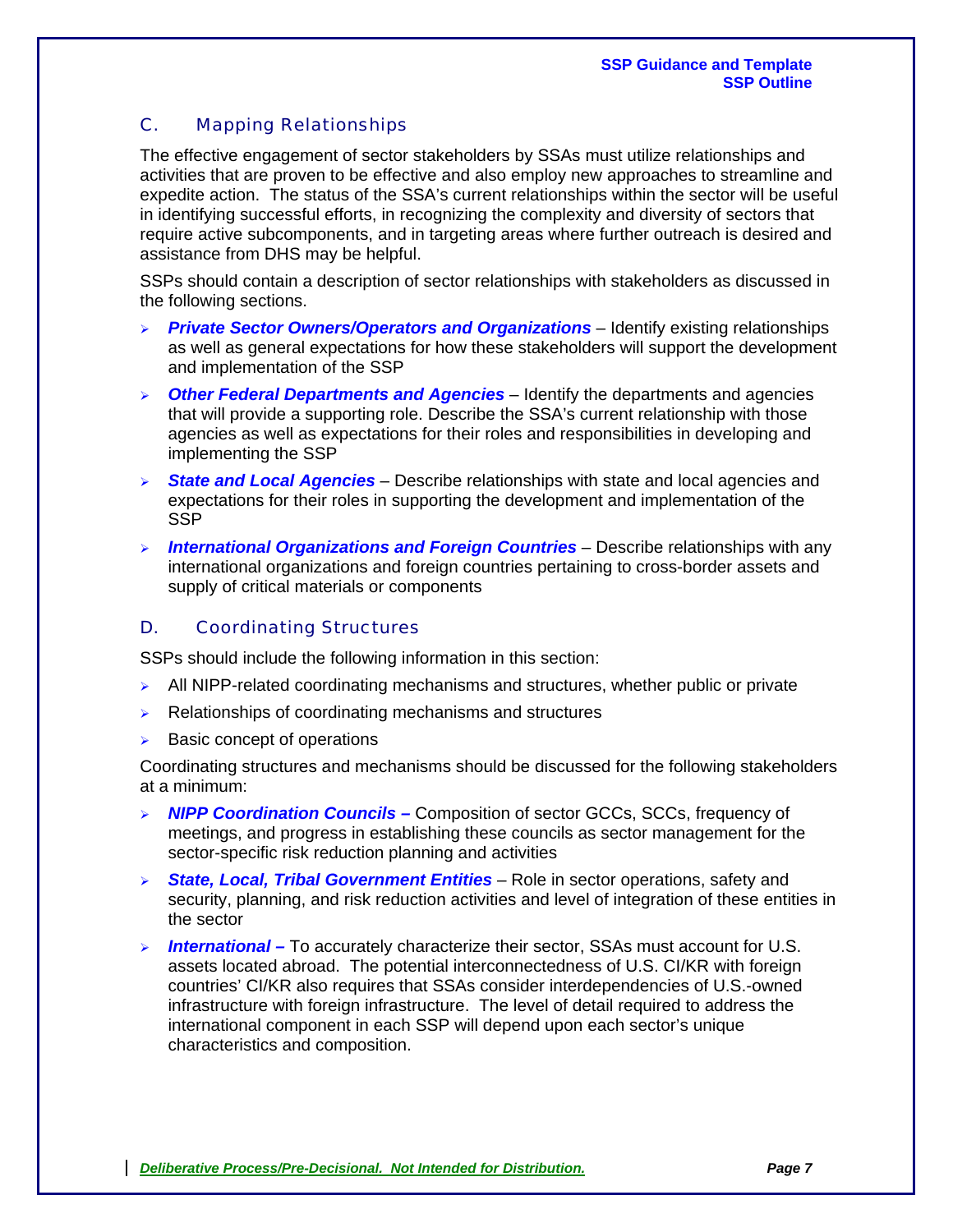## C. Mapping Relationships

The effective engagement of sector stakeholders by SSAs must utilize relationships and activities that are proven to be effective and also employ new approaches to streamline and expedite action. The status of the SSA's current relationships within the sector will be useful in identifying successful efforts, in recognizing the complexity and diversity of sectors that require active subcomponents, and in targeting areas where further outreach is desired and assistance from DHS may be helpful.

SSPs should contain a description of sector relationships with stakeholders as discussed in the following sections.

- ***Private Sector Owners/Operators and Organizations*** – Identify existing relationships as well as general expectations for how these stakeholders will support the development and implementation of the SSP
- ***Other Federal Departments and Agencies*** – Identify the departments and agencies that will provide a supporting role. Describe the SSA's current relationship with those agencies as well as expectations for their roles and responsibilities in developing and implementing the SSP
- ***State and Local Agencies*** – Describe relationships with state and local agencies and expectations for their roles in supporting the development and implementation of the SSP
- ***International Organizations and Foreign Countries*** – Describe relationships with any international organizations and foreign countries pertaining to cross-border assets and supply of critical materials or components

## D. Coordinating Structures

SSPs should include the following information in this section:

- All NIPP-related coordinating mechanisms and structures, whether public or private
- Relationships of coordinating mechanisms and structures
- Basic concept of operations

Coordinating structures and mechanisms should be discussed for the following stakeholders at a minimum:

- ***NIPP Coordination Councils –*** Composition of sector GCCs, SCCs, frequency of meetings, and progress in establishing these councils as sector management for the sector-specific risk reduction planning and activities
- ***State, Local, Tribal Government Entities*** – Role in sector operations, safety and security, planning, and risk reduction activities and level of integration of these entities in the sector
- ***International –*** To accurately characterize their sector, SSAs must account for U.S. assets located abroad. The potential interconnectedness of U.S. CI/KR with foreign countries' CI/KR also requires that SSAs consider interdependencies of U.S.-owned infrastructure with foreign infrastructure. The level of detail required to address the international component in each SSP will depend upon each sector's unique characteristics and composition.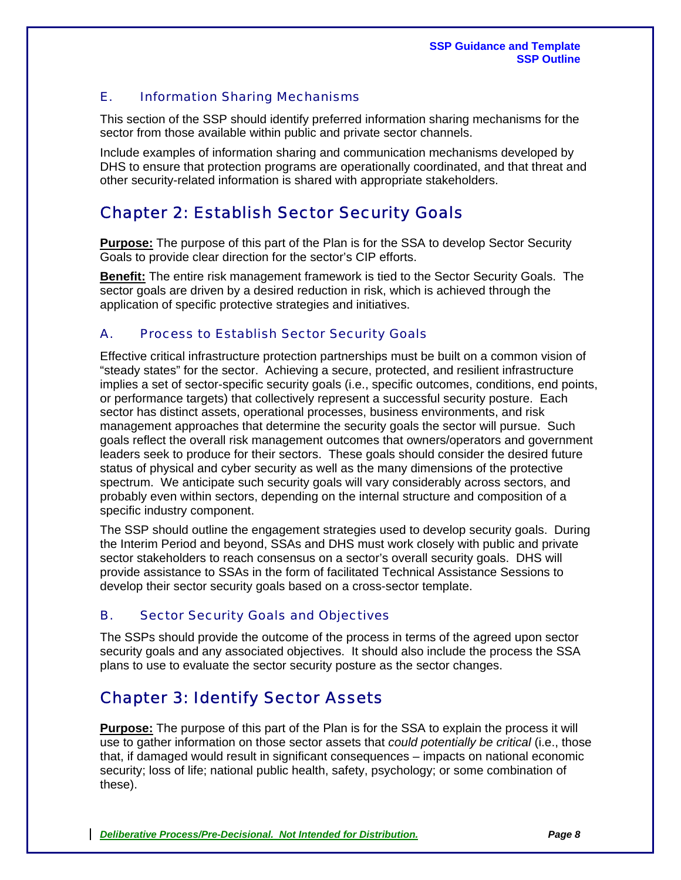### E. Information Sharing Mechanisms

This section of the SSP should identify preferred information sharing mechanisms for the sector from those available within public and private sector channels.

Include examples of information sharing and communication mechanisms developed by DHS to ensure that protection programs are operationally coordinated, and that threat and other security-related information is shared with appropriate stakeholders.

## Chapter 2: Establish Sector Security Goals

**Purpose:** The purpose of this part of the Plan is for the SSA to develop Sector Security Goals to provide clear direction for the sector's CIP efforts.

**Benefit:** The entire risk management framework is tied to the Sector Security Goals. The sector goals are driven by a desired reduction in risk, which is achieved through the application of specific protective strategies and initiatives.

### A. Process to Establish Sector Security Goals

Effective critical infrastructure protection partnerships must be built on a common vision of "steady states" for the sector. Achieving a secure, protected, and resilient infrastructure implies a set of sector-specific security goals (i.e., specific outcomes, conditions, end points, or performance targets) that collectively represent a successful security posture. Each sector has distinct assets, operational processes, business environments, and risk management approaches that determine the security goals the sector will pursue. Such goals reflect the overall risk management outcomes that owners/operators and government leaders seek to produce for their sectors. These goals should consider the desired future status of physical and cyber security as well as the many dimensions of the protective spectrum. We anticipate such security goals will vary considerably across sectors, and probably even within sectors, depending on the internal structure and composition of a specific industry component.

The SSP should outline the engagement strategies used to develop security goals. During the Interim Period and beyond, SSAs and DHS must work closely with public and private sector stakeholders to reach consensus on a sector's overall security goals. DHS will provide assistance to SSAs in the form of facilitated Technical Assistance Sessions to develop their sector security goals based on a cross-sector template.

### B. Sector Security Goals and Objectives

The SSPs should provide the outcome of the process in terms of the agreed upon sector security goals and any associated objectives. It should also include the process the SSA plans to use to evaluate the sector security posture as the sector changes.

## Chapter 3: Identify Sector Assets

**Purpose:** The purpose of this part of the Plan is for the SSA to explain the process it will use to gather information on those sector assets that *could potentially be critical* (i.e., those that, if damaged would result in significant consequences – impacts on national economic security; loss of life; national public health, safety, psychology; or some combination of these).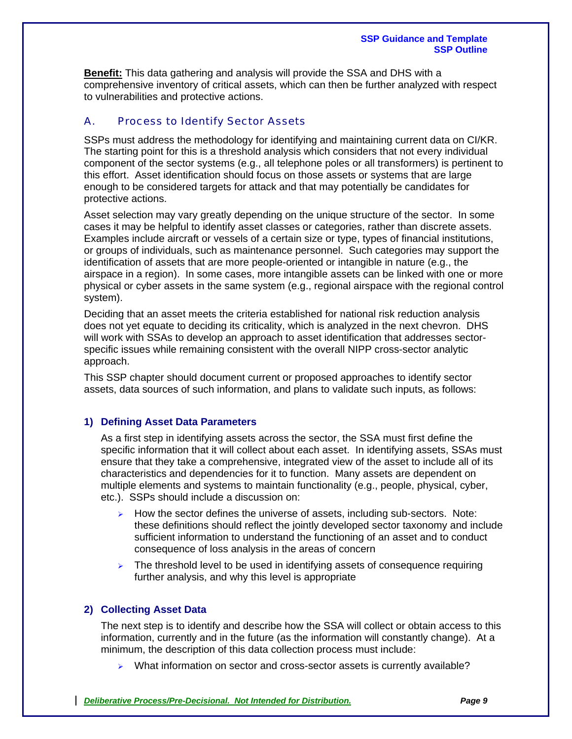**Benefit:** This data gathering and analysis will provide the SSA and DHS with a comprehensive inventory of critical assets, which can then be further analyzed with respect to vulnerabilities and protective actions.

## A. Process to Identify Sector Assets

SSPs must address the methodology for identifying and maintaining current data on CI/KR. The starting point for this is a threshold analysis which considers that not every individual component of the sector systems (e.g., all telephone poles or all transformers) is pertinent to this effort. Asset identification should focus on those assets or systems that are large enough to be considered targets for attack and that may potentially be candidates for protective actions.

Asset selection may vary greatly depending on the unique structure of the sector. In some cases it may be helpful to identify asset classes or categories, rather than discrete assets. Examples include aircraft or vessels of a certain size or type, types of financial institutions, or groups of individuals, such as maintenance personnel. Such categories may support the identification of assets that are more people-oriented or intangible in nature (e.g., the airspace in a region). In some cases, more intangible assets can be linked with one or more physical or cyber assets in the same system (e.g., regional airspace with the regional control system).

Deciding that an asset meets the criteria established for national risk reduction analysis does not yet equate to deciding its criticality, which is analyzed in the next chevron. DHS will work with SSAs to develop an approach to asset identification that addresses sector-specific issues while remaining consistent with the overall NIPP cross-sector analytic approach.

This SSP chapter should document current or proposed approaches to identify sector assets, data sources of such information, and plans to validate such inputs, as follows:

### 1) Defining Asset Data Parameters

As a first step in identifying assets across the sector, the SSA must first define the specific information that it will collect about each asset. In identifying assets, SSAs must ensure that they take a comprehensive, integrated view of the asset to include all of its characteristics and dependencies for it to function. Many assets are dependent on multiple elements and systems to maintain functionality (e.g., people, physical, cyber, etc.). SSPs should include a discussion on:

- How the sector defines the universe of assets, including sub-sectors. Note: these definitions should reflect the jointly developed sector taxonomy and include sufficient information to understand the functioning of an asset and to conduct consequence of loss analysis in the areas of concern
- The threshold level to be used in identifying assets of consequence requiring further analysis, and why this level is appropriate

### 2) Collecting Asset Data

The next step is to identify and describe how the SSA will collect or obtain access to this information, currently and in the future (as the information will constantly change). At a minimum, the description of this data collection process must include:

- What information on sector and cross-sector assets is currently available?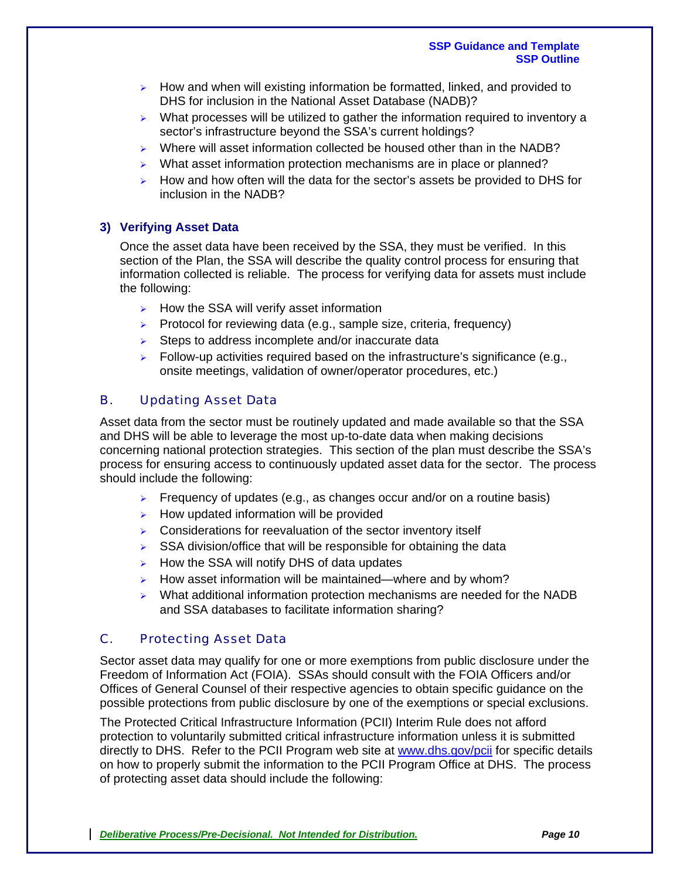- How and when will existing information be formatted, linked, and provided to DHS for inclusion in the National Asset Database (NADB)?
- What processes will be utilized to gather the information required to inventory a sector's infrastructure beyond the SSA's current holdings?
- Where will asset information collected be housed other than in the NADB?
- What asset information protection mechanisms are in place or planned?
- How and how often will the data for the sector's assets be provided to DHS for inclusion in the NADB?

#### 3) Verifying Asset Data

Once the asset data have been received by the SSA, they must be verified. In this section of the Plan, the SSA will describe the quality control process for ensuring that information collected is reliable. The process for verifying data for assets must include the following:

- How the SSA will verify asset information
- Protocol for reviewing data (e.g., sample size, criteria, frequency)
- Steps to address incomplete and/or inaccurate data
- Follow-up activities required based on the infrastructure's significance (e.g., onsite meetings, validation of owner/operator procedures, etc.)

### B. Updating Asset Data

Asset data from the sector must be routinely updated and made available so that the SSA and DHS will be able to leverage the most up-to-date data when making decisions concerning national protection strategies. This section of the plan must describe the SSA's process for ensuring access to continuously updated asset data for the sector. The process should include the following:

- Frequency of updates (e.g., as changes occur and/or on a routine basis)
- How updated information will be provided
- Considerations for reevaluation of the sector inventory itself
- SSA division/office that will be responsible for obtaining the data
- How the SSA will notify DHS of data updates
- How asset information will be maintained—where and by whom?
- What additional information protection mechanisms are needed for the NADB and SSA databases to facilitate information sharing?

### C. Protecting Asset Data

Sector asset data may qualify for one or more exemptions from public disclosure under the Freedom of Information Act (FOIA). SSAs should consult with the FOIA Officers and/or Offices of General Counsel of their respective agencies to obtain specific guidance on the possible protections from public disclosure by one of the exemptions or special exclusions.

The Protected Critical Infrastructure Information (PCII) Interim Rule does not afford protection to voluntarily submitted critical infrastructure information unless it is submitted directly to DHS. Refer to the PCII Program web site at [www.dhs.gov/pcii](http://www.dhs.gov/pcii) for specific details on how to properly submit the information to the PCII Program Office at DHS. The process of protecting asset data should include the following: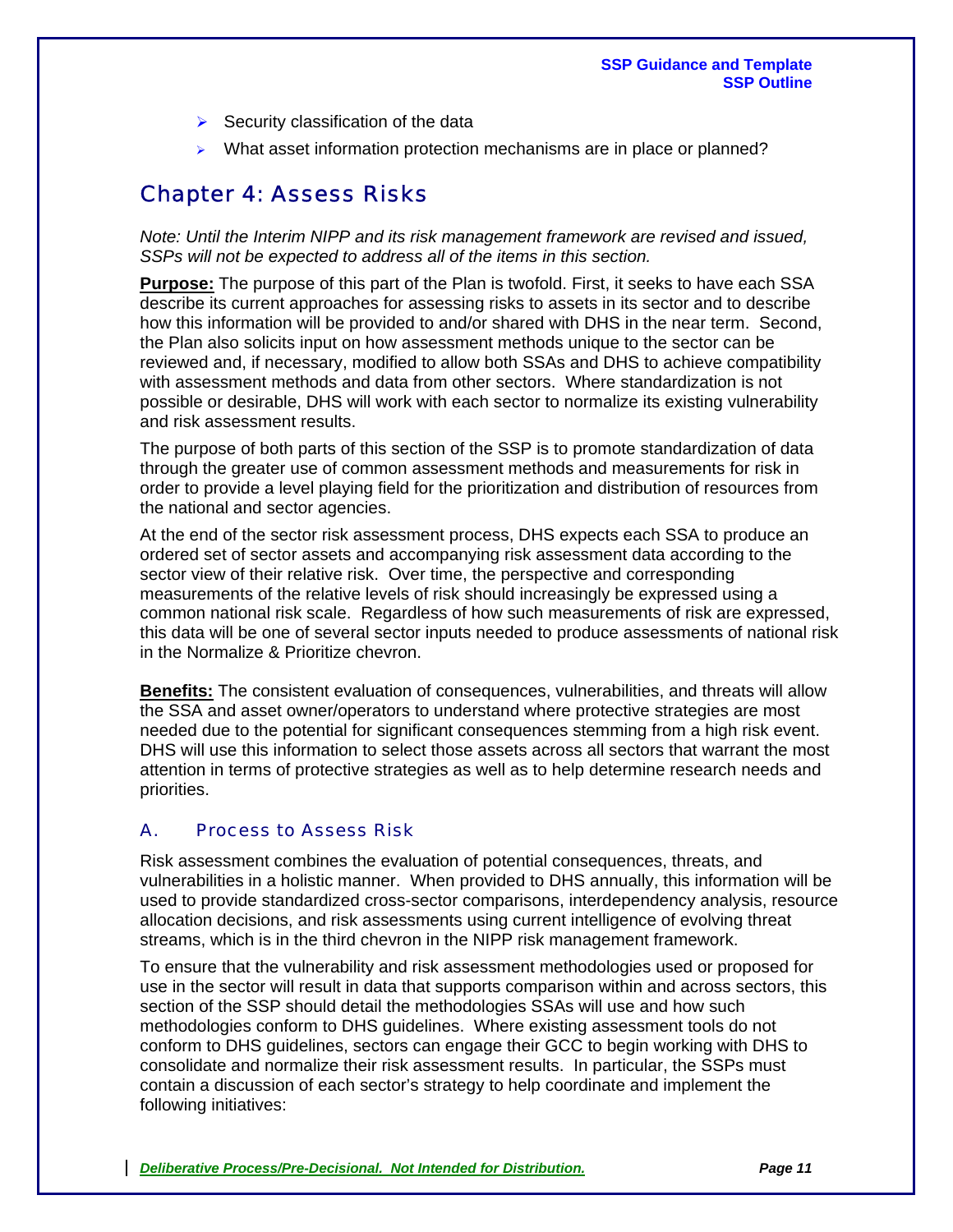- Security classification of the data
- What asset information protection mechanisms are in place or planned?

# Chapter 4: Assess Risks

*Note: Until the Interim NIPP and its risk management framework are revised and issued, SSPs will not be expected to address all of the items in this section.*

**Purpose:** The purpose of this part of the Plan is twofold. First, it seeks to have each SSA describe its current approaches for assessing risks to assets in its sector and to describe how this information will be provided to and/or shared with DHS in the near term. Second, the Plan also solicits input on how assessment methods unique to the sector can be reviewed and, if necessary, modified to allow both SSAs and DHS to achieve compatibility with assessment methods and data from other sectors. Where standardization is not possible or desirable, DHS will work with each sector to normalize its existing vulnerability and risk assessment results.

The purpose of both parts of this section of the SSP is to promote standardization of data through the greater use of common assessment methods and measurements for risk in order to provide a level playing field for the prioritization and distribution of resources from the national and sector agencies.

At the end of the sector risk assessment process, DHS expects each SSA to produce an ordered set of sector assets and accompanying risk assessment data according to the sector view of their relative risk. Over time, the perspective and corresponding measurements of the relative levels of risk should increasingly be expressed using a common national risk scale. Regardless of how such measurements of risk are expressed, this data will be one of several sector inputs needed to produce assessments of national risk in the Normalize & Prioritize chevron.

**Benefits:** The consistent evaluation of consequences, vulnerabilities, and threats will allow the SSA and asset owner/operators to understand where protective strategies are most needed due to the potential for significant consequences stemming from a high risk event. DHS will use this information to select those assets across all sectors that warrant the most attention in terms of protective strategies as well as to help determine research needs and priorities.

## A. Process to Assess Risk

Risk assessment combines the evaluation of potential consequences, threats, and vulnerabilities in a holistic manner. When provided to DHS annually, this information will be used to provide standardized cross-sector comparisons, interdependency analysis, resource allocation decisions, and risk assessments using current intelligence of evolving threat streams, which is in the third chevron in the NIPP risk management framework.

To ensure that the vulnerability and risk assessment methodologies used or proposed for use in the sector will result in data that supports comparison within and across sectors, this section of the SSP should detail the methodologies SSAs will use and how such methodologies conform to DHS guidelines. Where existing assessment tools do not conform to DHS guidelines, sectors can engage their GCC to begin working with DHS to consolidate and normalize their risk assessment results. In particular, the SSPs must contain a discussion of each sector's strategy to help coordinate and implement the following initiatives: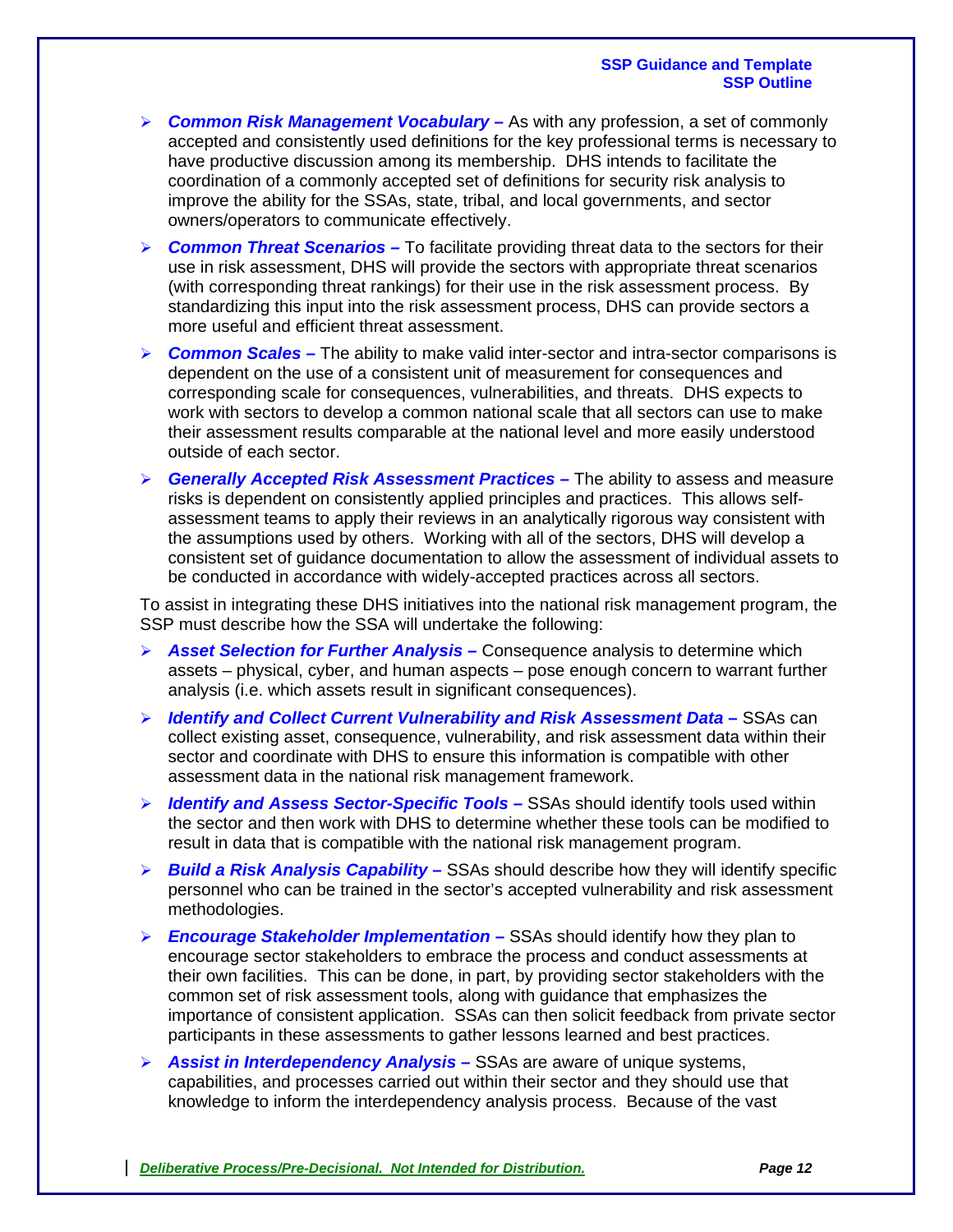- ***Common Risk Management Vocabulary –*** As with any profession, a set of commonly accepted and consistently used definitions for the key professional terms is necessary to have productive discussion among its membership. DHS intends to facilitate the coordination of a commonly accepted set of definitions for security risk analysis to improve the ability for the SSAs, state, tribal, and local governments, and sector owners/operators to communicate effectively.
- ***Common Threat Scenarios –*** To facilitate providing threat data to the sectors for their use in risk assessment, DHS will provide the sectors with appropriate threat scenarios (with corresponding threat rankings) for their use in the risk assessment process. By standardizing this input into the risk assessment process, DHS can provide sectors a more useful and efficient threat assessment.
- ***Common Scales –*** The ability to make valid inter-sector and intra-sector comparisons is dependent on the use of a consistent unit of measurement for consequences and corresponding scale for consequences, vulnerabilities, and threats. DHS expects to work with sectors to develop a common national scale that all sectors can use to make their assessment results comparable at the national level and more easily understood outside of each sector.
- ***Generally Accepted Risk Assessment Practices –*** The ability to assess and measure risks is dependent on consistently applied principles and practices. This allows self-assessment teams to apply their reviews in an analytically rigorous way consistent with the assumptions used by others. Working with all of the sectors, DHS will develop a consistent set of guidance documentation to allow the assessment of individual assets to be conducted in accordance with widely-accepted practices across all sectors.

To assist in integrating these DHS initiatives into the national risk management program, the SSP must describe how the SSA will undertake the following:

- ***Asset Selection for Further Analysis –*** Consequence analysis to determine which assets – physical, cyber, and human aspects – pose enough concern to warrant further analysis (i.e. which assets result in significant consequences).
- ***Identify and Collect Current Vulnerability and Risk Assessment Data –*** SSAs can collect existing asset, consequence, vulnerability, and risk assessment data within their sector and coordinate with DHS to ensure this information is compatible with other assessment data in the national risk management framework.
- ***Identify and Assess Sector-Specific Tools –*** SSAs should identify tools used within the sector and then work with DHS to determine whether these tools can be modified to result in data that is compatible with the national risk management program.
- ***Build a Risk Analysis Capability –*** SSAs should describe how they will identify specific personnel who can be trained in the sector's accepted vulnerability and risk assessment methodologies.
- ***Encourage Stakeholder Implementation –*** SSAs should identify how they plan to encourage sector stakeholders to embrace the process and conduct assessments at their own facilities. This can be done, in part, by providing sector stakeholders with the common set of risk assessment tools, along with guidance that emphasizes the importance of consistent application. SSAs can then solicit feedback from private sector participants in these assessments to gather lessons learned and best practices.
- ***Assist in Interdependency Analysis –*** SSAs are aware of unique systems, capabilities, and processes carried out within their sector and they should use that knowledge to inform the interdependency analysis process. Because of the vast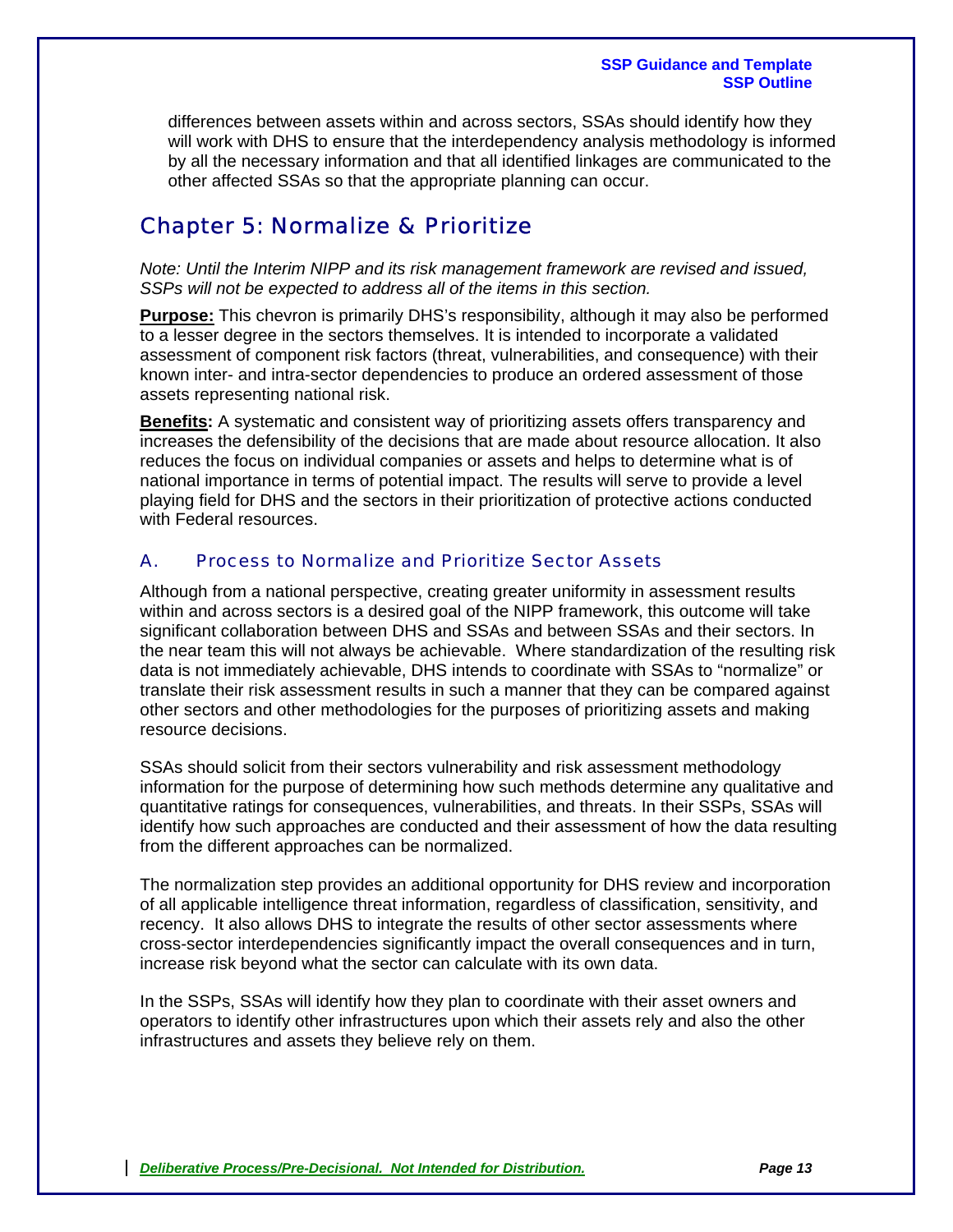differences between assets within and across sectors, SSAs should identify how they will work with DHS to ensure that the interdependency analysis methodology is informed by all the necessary information and that all identified linkages are communicated to the other affected SSAs so that the appropriate planning can occur.

# Chapter 5: Normalize & Prioritize

*Note: Until the Interim NIPP and its risk management framework are revised and issued, SSPs will not be expected to address all of the items in this section.*

**Purpose:** This chevron is primarily DHS's responsibility, although it may also be performed to a lesser degree in the sectors themselves. It is intended to incorporate a validated assessment of component risk factors (threat, vulnerabilities, and consequence) with their known inter- and intra-sector dependencies to produce an ordered assessment of those assets representing national risk.

**Benefits:** A systematic and consistent way of prioritizing assets offers transparency and increases the defensibility of the decisions that are made about resource allocation. It also reduces the focus on individual companies or assets and helps to determine what is of national importance in terms of potential impact. The results will serve to provide a level playing field for DHS and the sectors in their prioritization of protective actions conducted with Federal resources.

## A. Process to Normalize and Prioritize Sector Assets

Although from a national perspective, creating greater uniformity in assessment results within and across sectors is a desired goal of the NIPP framework, this outcome will take significant collaboration between DHS and SSAs and between SSAs and their sectors. In the near team this will not always be achievable. Where standardization of the resulting risk data is not immediately achievable, DHS intends to coordinate with SSAs to "normalize" or translate their risk assessment results in such a manner that they can be compared against other sectors and other methodologies for the purposes of prioritizing assets and making resource decisions.

SSAs should solicit from their sectors vulnerability and risk assessment methodology information for the purpose of determining how such methods determine any qualitative and quantitative ratings for consequences, vulnerabilities, and threats. In their SSPs, SSAs will identify how such approaches are conducted and their assessment of how the data resulting from the different approaches can be normalized.

The normalization step provides an additional opportunity for DHS review and incorporation of all applicable intelligence threat information, regardless of classification, sensitivity, and recency. It also allows DHS to integrate the results of other sector assessments where cross-sector interdependencies significantly impact the overall consequences and in turn, increase risk beyond what the sector can calculate with its own data.

In the SSPs, SSAs will identify how they plan to coordinate with their asset owners and operators to identify other infrastructures upon which their assets rely and also the other infrastructures and assets they believe rely on them.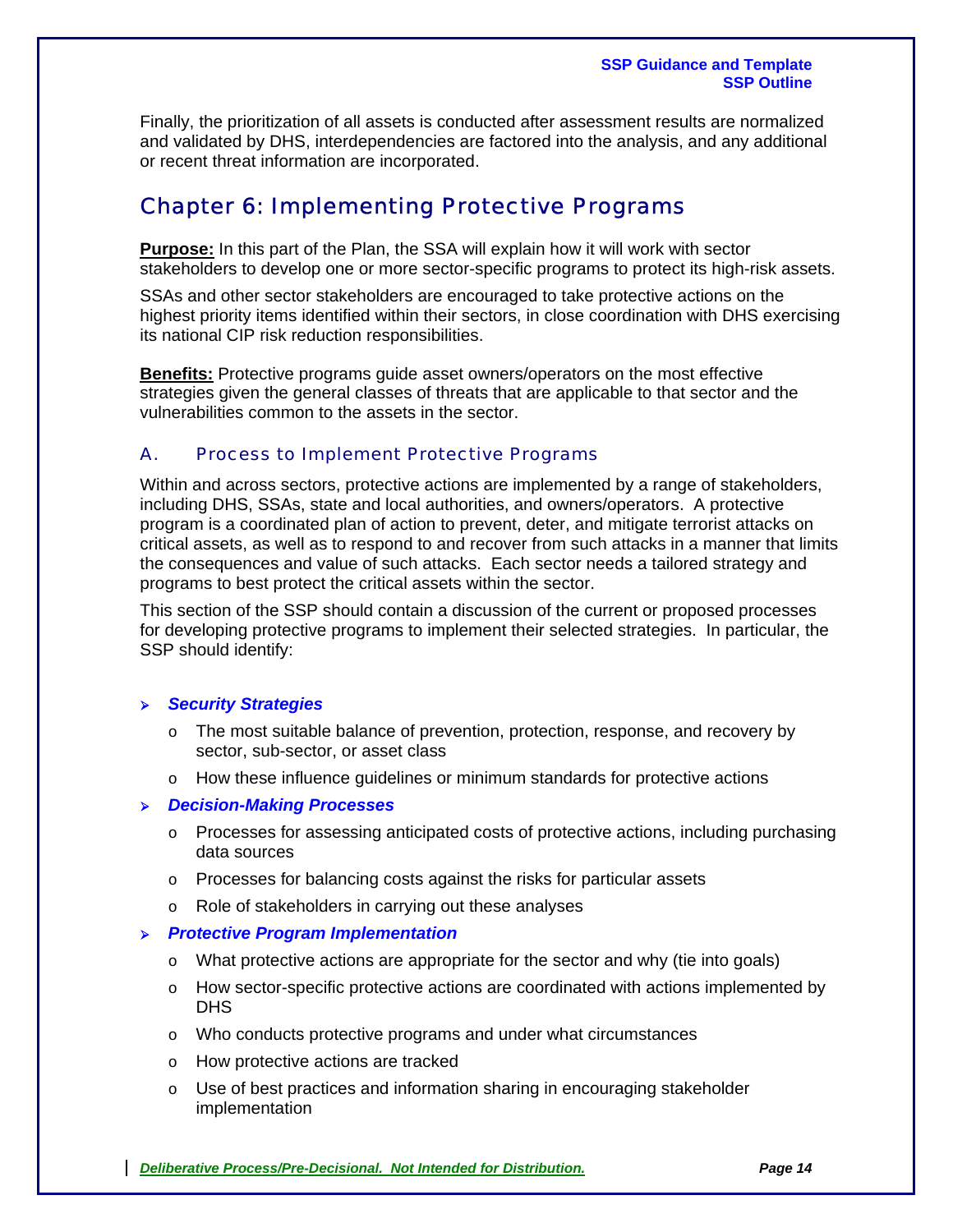Finally, the prioritization of all assets is conducted after assessment results are normalized and validated by DHS, interdependencies are factored into the analysis, and any additional or recent threat information are incorporated.

# Chapter 6: Implementing Protective Programs

**Purpose:** In this part of the Plan, the SSA will explain how it will work with sector stakeholders to develop one or more sector-specific programs to protect its high-risk assets.

SSAs and other sector stakeholders are encouraged to take protective actions on the highest priority items identified within their sectors, in close coordination with DHS exercising its national CIP risk reduction responsibilities.

**Benefits:** Protective programs guide asset owners/operators on the most effective strategies given the general classes of threats that are applicable to that sector and the vulnerabilities common to the assets in the sector.

## A. Process to Implement Protective Programs

Within and across sectors, protective actions are implemented by a range of stakeholders, including DHS, SSAs, state and local authorities, and owners/operators. A protective program is a coordinated plan of action to prevent, deter, and mitigate terrorist attacks on critical assets, as well as to respond to and recover from such attacks in a manner that limits the consequences and value of such attacks. Each sector needs a tailored strategy and programs to best protect the critical assets within the sector.

This section of the SSP should contain a discussion of the current or proposed processes for developing protective programs to implement their selected strategies. In particular, the SSP should identify:

- ***Security Strategies***
  - The most suitable balance of prevention, protection, response, and recovery by sector, sub-sector, or asset class
  - How these influence guidelines or minimum standards for protective actions
- ***Decision-Making Processes***
  - Processes for assessing anticipated costs of protective actions, including purchasing data sources
  - Processes for balancing costs against the risks for particular assets
  - Role of stakeholders in carrying out these analyses
- ***Protective Program Implementation***
  - What protective actions are appropriate for the sector and why (tie into goals)
  - How sector-specific protective actions are coordinated with actions implemented by DHS
  - Who conducts protective programs and under what circumstances
  - How protective actions are tracked
  - Use of best practices and information sharing in encouraging stakeholder implementation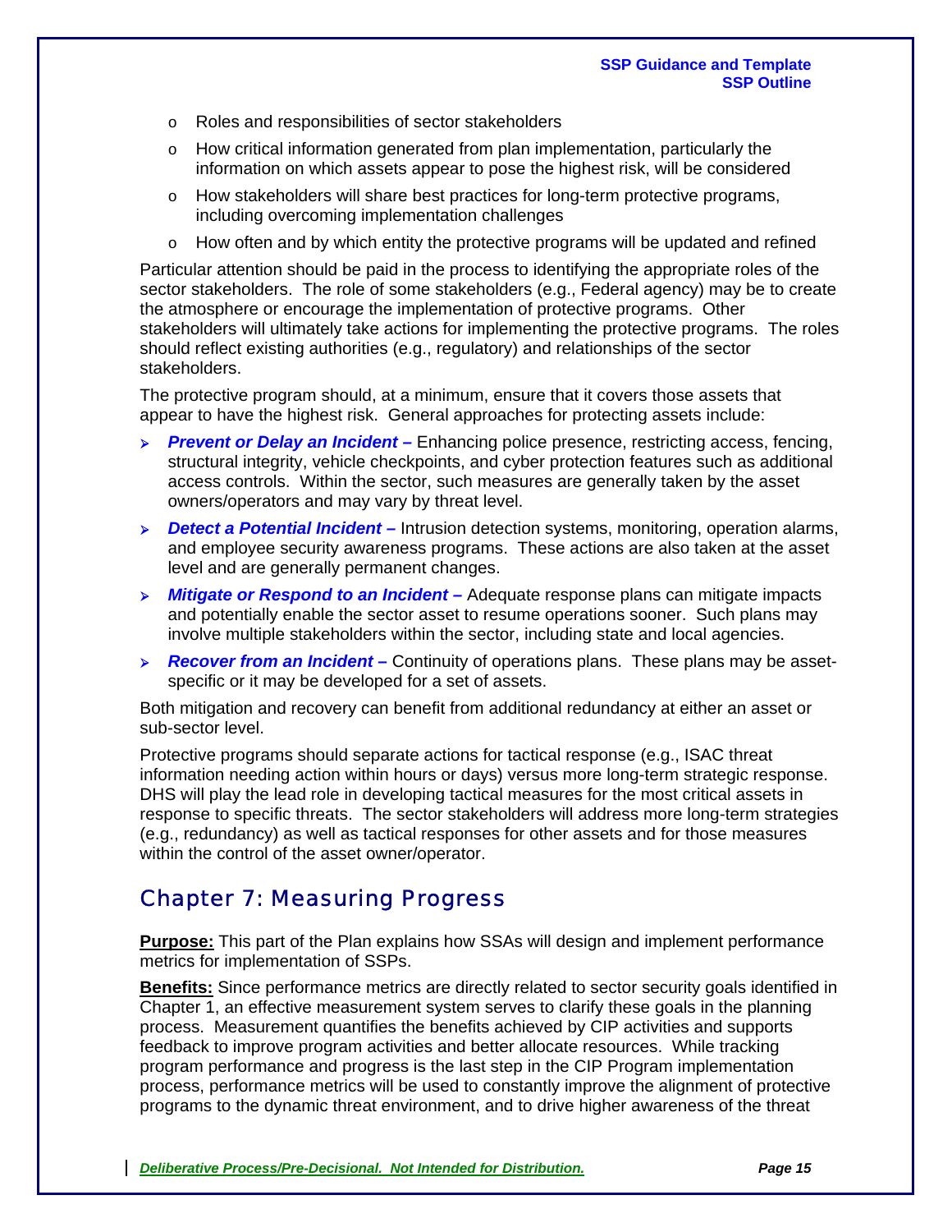- Roles and responsibilities of sector stakeholders
- How critical information generated from plan implementation, particularly the information on which assets appear to pose the highest risk, will be considered
- How stakeholders will share best practices for long-term protective programs, including overcoming implementation challenges
- How often and by which entity the protective programs will be updated and refined

Particular attention should be paid in the process to identifying the appropriate roles of the sector stakeholders. The role of some stakeholders (e.g., Federal agency) may be to create the atmosphere or encourage the implementation of protective programs. Other stakeholders will ultimately take actions for implementing the protective programs. The roles should reflect existing authorities (e.g., regulatory) and relationships of the sector stakeholders.

The protective program should, at a minimum, ensure that it covers those assets that appear to have the highest risk. General approaches for protecting assets include:

- ***Prevent or Delay an Incident –*** Enhancing police presence, restricting access, fencing, structural integrity, vehicle checkpoints, and cyber protection features such as additional access controls. Within the sector, such measures are generally taken by the asset owners/operators and may vary by threat level.
- ***Detect a Potential Incident –*** Intrusion detection systems, monitoring, operation alarms, and employee security awareness programs. These actions are also taken at the asset level and are generally permanent changes.
- ***Mitigate or Respond to an Incident –*** Adequate response plans can mitigate impacts and potentially enable the sector asset to resume operations sooner. Such plans may involve multiple stakeholders within the sector, including state and local agencies.
- ***Recover from an Incident –*** Continuity of operations plans. These plans may be asset-specific or it may be developed for a set of assets.

Both mitigation and recovery can benefit from additional redundancy at either an asset or sub-sector level.

Protective programs should separate actions for tactical response (e.g., ISAC threat information needing action within hours or days) versus more long-term strategic response. DHS will play the lead role in developing tactical measures for the most critical assets in response to specific threats. The sector stakeholders will address more long-term strategies (e.g., redundancy) as well as tactical responses for other assets and for those measures within the control of the asset owner/operator.

## Chapter 7: Measuring Progress

**Purpose:** This part of the Plan explains how SSAs will design and implement performance metrics for implementation of SSPs.

**Benefits:** Since performance metrics are directly related to sector security goals identified in Chapter 1, an effective measurement system serves to clarify these goals in the planning process. Measurement quantifies the benefits achieved by CIP activities and supports feedback to improve program activities and better allocate resources. While tracking program performance and progress is the last step in the CIP Program implementation process, performance metrics will be used to constantly improve the alignment of protective programs to the dynamic threat environment, and to drive higher awareness of the threat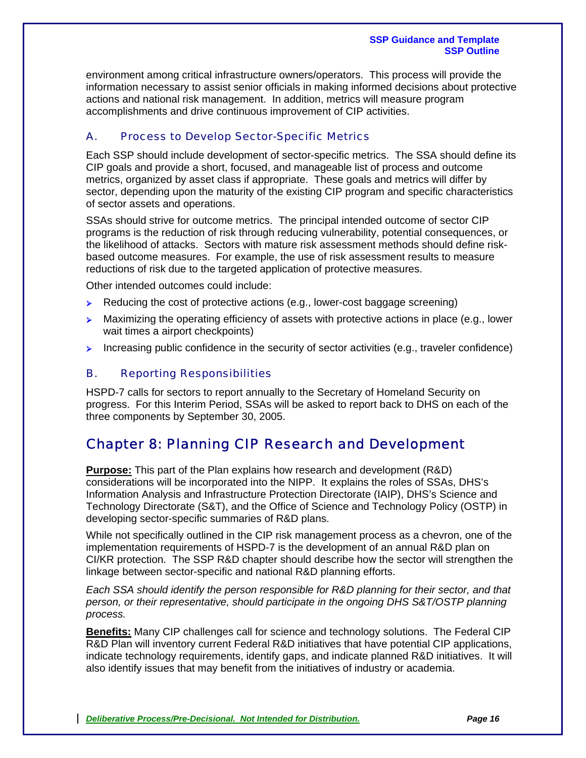environment among critical infrastructure owners/operators. This process will provide the information necessary to assist senior officials in making informed decisions about protective actions and national risk management. In addition, metrics will measure program accomplishments and drive continuous improvement of CIP activities.

### A. Process to Develop Sector-Specific Metrics

Each SSP should include development of sector-specific metrics. The SSA should define its CIP goals and provide a short, focused, and manageable list of process and outcome metrics, organized by asset class if appropriate. These goals and metrics will differ by sector, depending upon the maturity of the existing CIP program and specific characteristics of sector assets and operations.

SSAs should strive for outcome metrics. The principal intended outcome of sector CIP programs is the reduction of risk through reducing vulnerability, potential consequences, or the likelihood of attacks. Sectors with mature risk assessment methods should define risk-based outcome measures. For example, the use of risk assessment results to measure reductions of risk due to the targeted application of protective measures.

Other intended outcomes could include:

- Reducing the cost of protective actions (e.g., lower-cost baggage screening)
- Maximizing the operating efficiency of assets with protective actions in place (e.g., lower wait times a airport checkpoints)
- Increasing public confidence in the security of sector activities (e.g., traveler confidence)

### B. Reporting Responsibilities

HSPD-7 calls for sectors to report annually to the Secretary of Homeland Security on progress. For this Interim Period, SSAs will be asked to report back to DHS on each of the three components by September 30, 2005.

## Chapter 8: Planning CIP Research and Development

**Purpose:** This part of the Plan explains how research and development (R&D) considerations will be incorporated into the NIPP. It explains the roles of SSAs, DHS's Information Analysis and Infrastructure Protection Directorate (IAIP), DHS's Science and Technology Directorate (S&T), and the Office of Science and Technology Policy (OSTP) in developing sector-specific summaries of R&D plans.

While not specifically outlined in the CIP risk management process as a chevron, one of the implementation requirements of HSPD-7 is the development of an annual R&D plan on CI/KR protection. The SSP R&D chapter should describe how the sector will strengthen the linkage between sector-specific and national R&D planning efforts.

*Each SSA should identify the person responsible for R&D planning for their sector, and that person, or their representative, should participate in the ongoing DHS S&T/OSTP planning process.*

**Benefits:** Many CIP challenges call for science and technology solutions. The Federal CIP R&D Plan will inventory current Federal R&D initiatives that have potential CIP applications, indicate technology requirements, identify gaps, and indicate planned R&D initiatives. It will also identify issues that may benefit from the initiatives of industry or academia.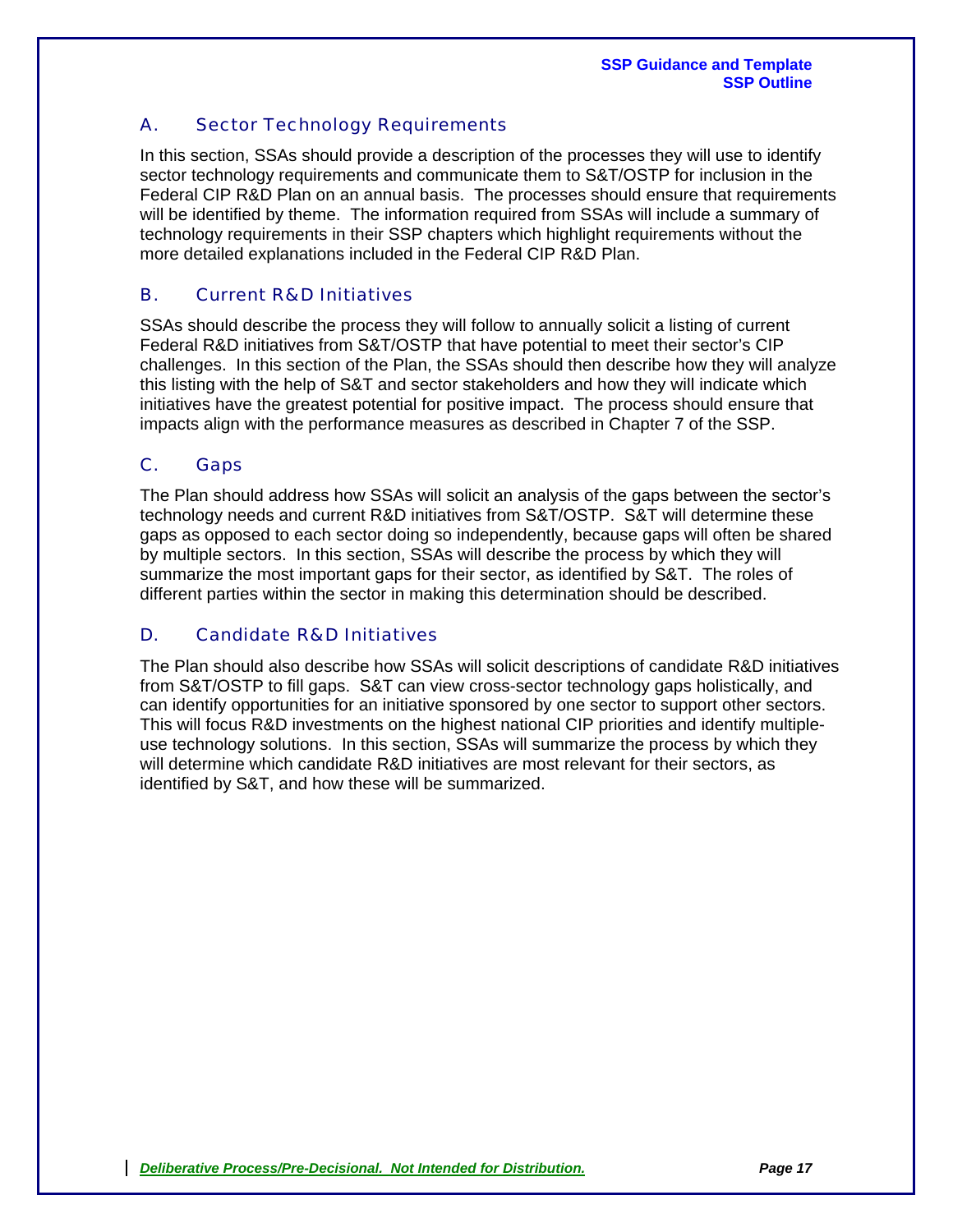## A. Sector Technology Requirements

In this section, SSAs should provide a description of the processes they will use to identify sector technology requirements and communicate them to S&T/OSTP for inclusion in the Federal CIP R&D Plan on an annual basis. The processes should ensure that requirements will be identified by theme. The information required from SSAs will include a summary of technology requirements in their SSP chapters which highlight requirements without the more detailed explanations included in the Federal CIP R&D Plan.

## B. Current R&D Initiatives

SSAs should describe the process they will follow to annually solicit a listing of current Federal R&D initiatives from S&T/OSTP that have potential to meet their sector's CIP challenges. In this section of the Plan, the SSAs should then describe how they will analyze this listing with the help of S&T and sector stakeholders and how they will indicate which initiatives have the greatest potential for positive impact. The process should ensure that impacts align with the performance measures as described in Chapter 7 of the SSP.

## C. Gaps

The Plan should address how SSAs will solicit an analysis of the gaps between the sector's technology needs and current R&D initiatives from S&T/OSTP. S&T will determine these gaps as opposed to each sector doing so independently, because gaps will often be shared by multiple sectors. In this section, SSAs will describe the process by which they will summarize the most important gaps for their sector, as identified by S&T. The roles of different parties within the sector in making this determination should be described.

## D. Candidate R&D Initiatives

The Plan should also describe how SSAs will solicit descriptions of candidate R&D initiatives from S&T/OSTP to fill gaps. S&T can view cross-sector technology gaps holistically, and can identify opportunities for an initiative sponsored by one sector to support other sectors. This will focus R&D investments on the highest national CIP priorities and identify multiple-use technology solutions. In this section, SSAs will summarize the process by which they will determine which candidate R&D initiatives are most relevant for their sectors, as identified by S&T, and how these will be summarized.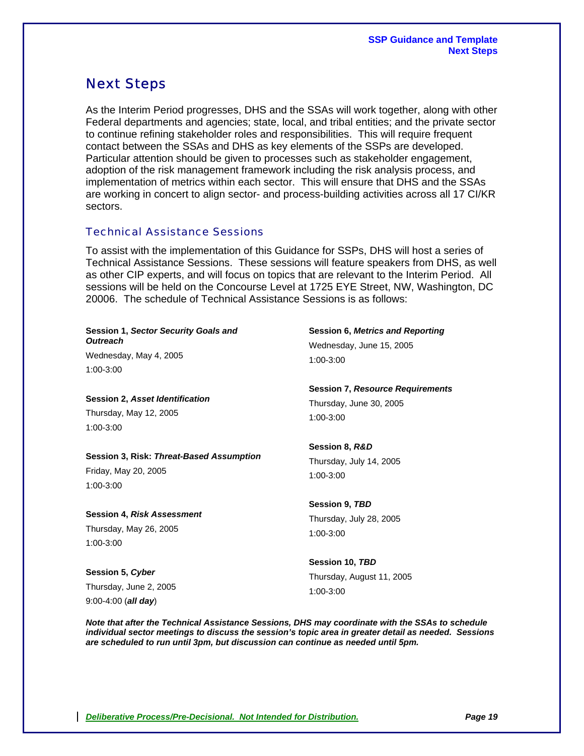## Next Steps

As the Interim Period progresses, DHS and the SSAs will work together, along with other Federal departments and agencies; state, local, and tribal entities; and the private sector to continue refining stakeholder roles and responsibilities. This will require frequent contact between the SSAs and DHS as key elements of the SSPs are developed. Particular attention should be given to processes such as stakeholder engagement, adoption of the risk management framework including the risk analysis process, and implementation of metrics within each sector. This will ensure that DHS and the SSAs are working in concert to align sector- and process-building activities across all 17 CI/KR sectors.

### Technical Assistance Sessions

To assist with the implementation of this Guidance for SSPs, DHS will host a series of Technical Assistance Sessions. These sessions will feature speakers from DHS, as well as other CIP experts, and will focus on topics that are relevant to the Interim Period. All sessions will be held on the Concourse Level at 1725 EYE Street, NW, Washington, DC 20006. The schedule of Technical Assistance Sessions is as follows:

**Session 1, *Sector Security Goals and Outreach***
Wednesday, May 4, 2005
1:00-3:00

**Session 2, *Asset Identification***
Thursday, May 12, 2005
1:00-3:00

**Session 3, Risk: *Threat-Based Assumption***
Friday, May 20, 2005
1:00-3:00

**Session 4, *Risk Assessment***
Thursday, May 26, 2005
1:00-3:00

**Session 5, *Cyber***
Thursday, June 2, 2005
9:00-4:00 (***all day***)

**Session 6, *Metrics and Reporting***
Wednesday, June 15, 2005
1:00-3:00

**Session 7, *Resource Requirements***
Thursday, June 30, 2005
1:00-3:00

**Session 8, *R&D***
Thursday, July 14, 2005
1:00-3:00

**Session 9, *TBD***
Thursday, July 28, 2005
1:00-3:00

**Session 10, *TBD***
Thursday, August 11, 2005
1:00-3:00

***Note that after the Technical Assistance Sessions, DHS may coordinate with the SSAs to schedule individual sector meetings to discuss the session's topic area in greater detail as needed. Sessions are scheduled to run until 3pm, but discussion can continue as needed until 5pm.***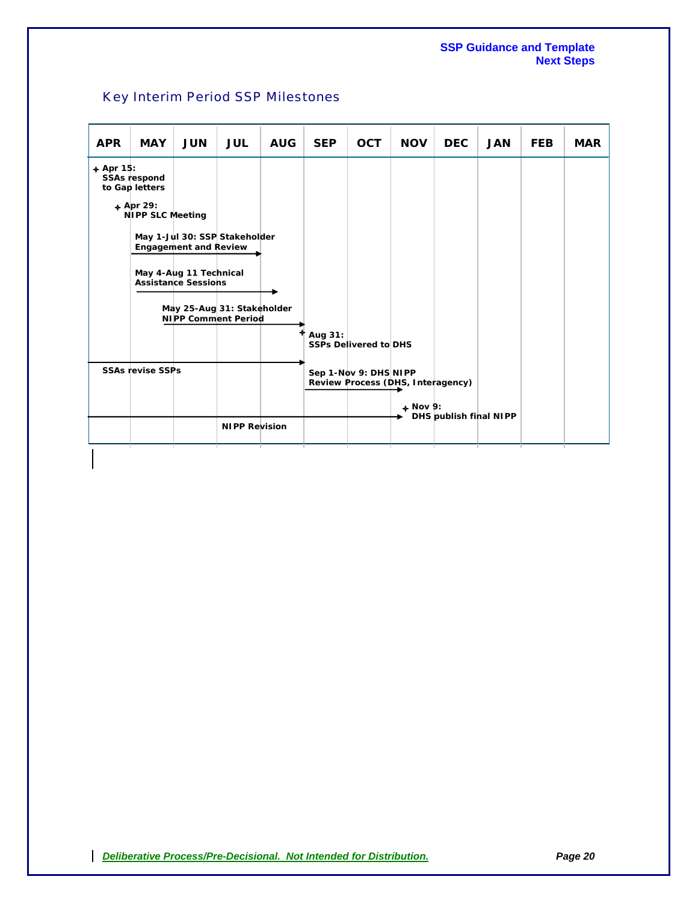## Key Interim Period SSP Milestones

APR MAY JUN JUL AUG SEP OCT NOV DEC JAN FEB MAR

Apr 15:
SSAs respond to Gap letters

Apr 29:
NIPP SLC Meeting

May 1-Jul 30: SSP Stakeholder Engagement and Review

May 4-Aug 11 Technical Assistance Sessions

May 25-Aug 31: Stakeholder NIPP Comment Period

Aug 31:
SSPs Delivered to DHS

SSAs revise SSPs

Sep 1-Nov 9: DHS NIPP Review Process (DHS, Interagency)

Nov 9:
DHS publish final NIPP

NIPP Revision

*Deliberative Process/Pre-Decisional. Not Intended for Distribution.*